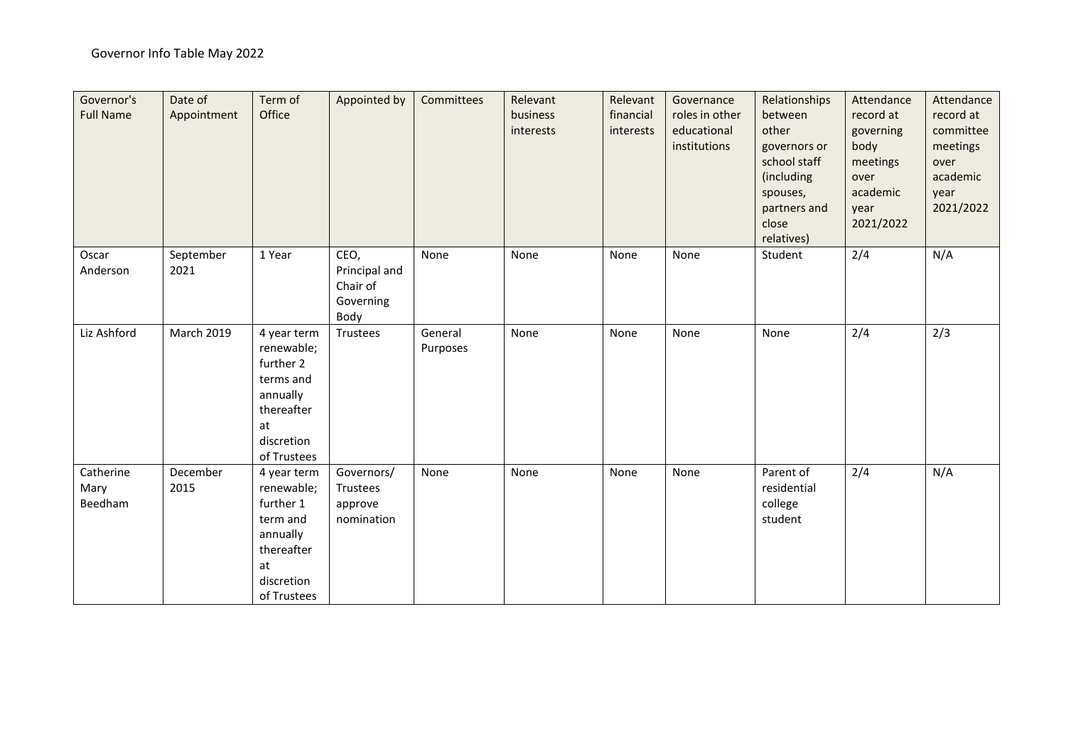Governor Info Table May 2022

| Governor's Full Name | Date of Appointment | Term of Office | Appointed by | Committees | Relevant business interests | Relevant financial interests | Governance roles in other educational institutions | Relationships between other governors or school staff (including spouses, partners and close relatives) | Attendance record at governing body meetings over academic year 2021/2022 | Attendance record at committee meetings over academic year 2021/2022 |
|---|---|---|---|---|---|---|---|---|---|---|
| Oscar Anderson | September 2021 | 1 Year | CEO, Principal and Chair of Governing Body | None | None | None | None | Student | 2/4 | N/A |
| Liz Ashford | March 2019 | 4 year term renewable; further 2 terms and annually thereafter at discretion of Trustees | Trustees | General Purposes | None | None | None | None | 2/4 | 2/3 |
| Catherine Mary Beedham | December 2015 | 4 year term renewable; further 1 term and annually thereafter at discretion of Trustees | Governors/ Trustees approve nomination | None | None | None | None | Parent of residential college student | 2/4 | N/A |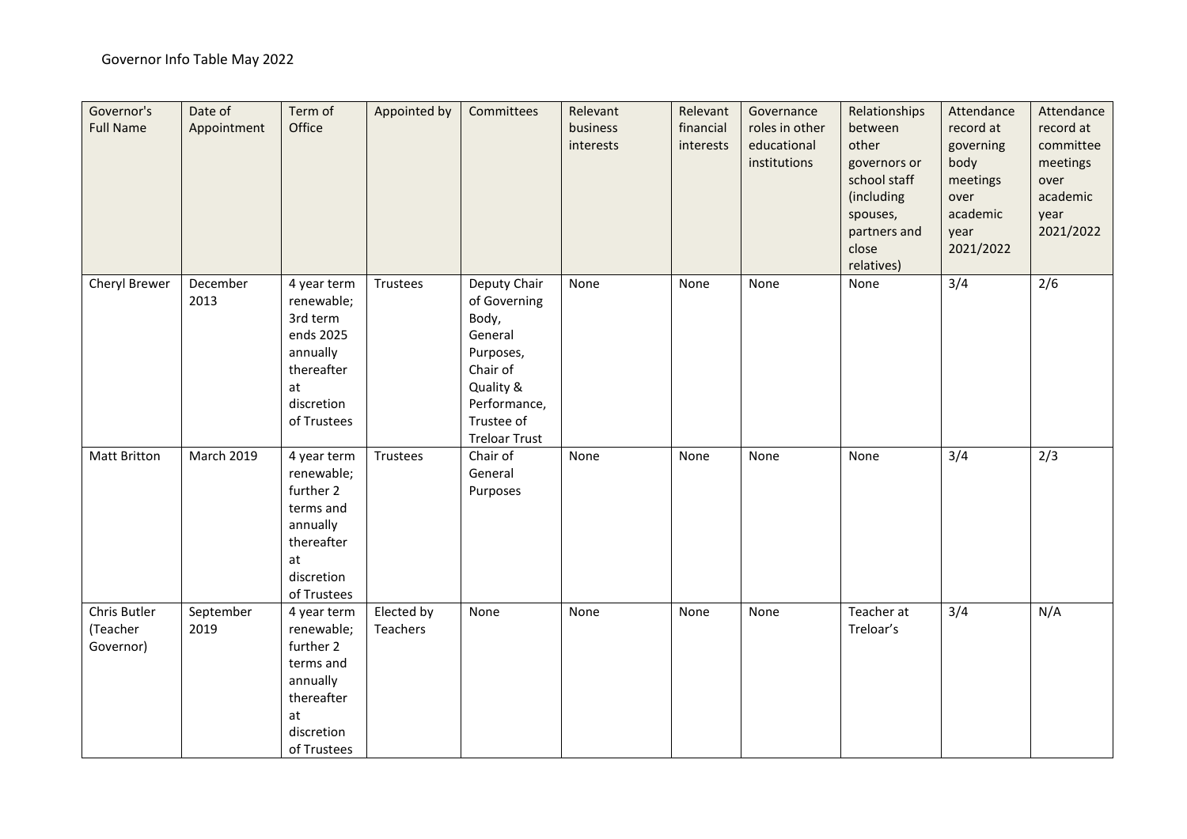Governor Info Table May 2022

| Governor's Full Name | Date of Appointment | Term of Office | Appointed by | Committees | Relevant business interests | Relevant financial interests | Governance roles in other educational institutions | Relationships between other governors or school staff (including spouses, partners and close relatives) | Attendance record at governing body meetings over academic year 2021/2022 | Attendance record at committee meetings over academic year 2021/2022 |
|---|---|---|---|---|---|---|---|---|---|---|
| Cheryl Brewer | December 2013 | 4 year term renewable; 3rd term ends 2025 annually thereafter at discretion of Trustees | Trustees | Deputy Chair of Governing Body, General Purposes, Chair of Quality & Performance, Trustee of Treloar Trust | None | None | None | None | 3/4 | 2/6 |
| Matt Britton | March 2019 | 4 year term renewable; further 2 terms and annually thereafter at discretion of Trustees | Trustees | Chair of General Purposes | None | None | None | None | 3/4 | 2/3 |
| Chris Butler (Teacher Governor) | September 2019 | 4 year term renewable; further 2 terms and annually thereafter at discretion of Trustees | Elected by Teachers | None | None | None | None | Teacher at Treloar's | 3/4 | N/A |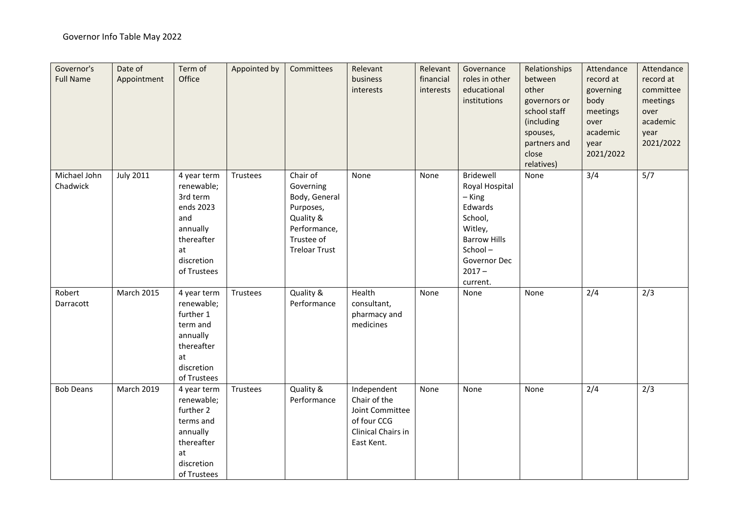Governor Info Table May 2022

| Governor's Full Name | Date of Appointment | Term of Office | Appointed by | Committees | Relevant business interests | Relevant financial interests | Governance roles in other educational institutions | Relationships between other governors or school staff (including spouses, partners and close relatives) | Attendance record at governing body meetings over academic year 2021/2022 | Attendance record at committee meetings over academic year 2021/2022 |
|---|---|---|---|---|---|---|---|---|---|---|
| Michael John Chadwick | July 2011 | 4 year term renewable; 3rd term ends 2023 and annually thereafter at discretion of Trustees | Trustees | Chair of Governing Body, General Purposes, Quality & Performance, Trustee of Treloar Trust | None | None | Bridewell Royal Hospital – King Edwards School, Witley, Barrow Hills School – Governor Dec 2017 – current. | None | 3/4 | 5/7 |
| Robert Darracott | March 2015 | 4 year term renewable; further 1 term and annually thereafter at discretion of Trustees | Trustees | Quality & Performance | Health consultant, pharmacy and medicines | None | None | None | 2/4 | 2/3 |
| Bob Deans | March 2019 | 4 year term renewable; further 2 terms and annually thereafter at discretion of Trustees | Trustees | Quality & Performance | Independent Chair of the Joint Committee of four CCG Clinical Chairs in East Kent. | None | None | None | 2/4 | 2/3 |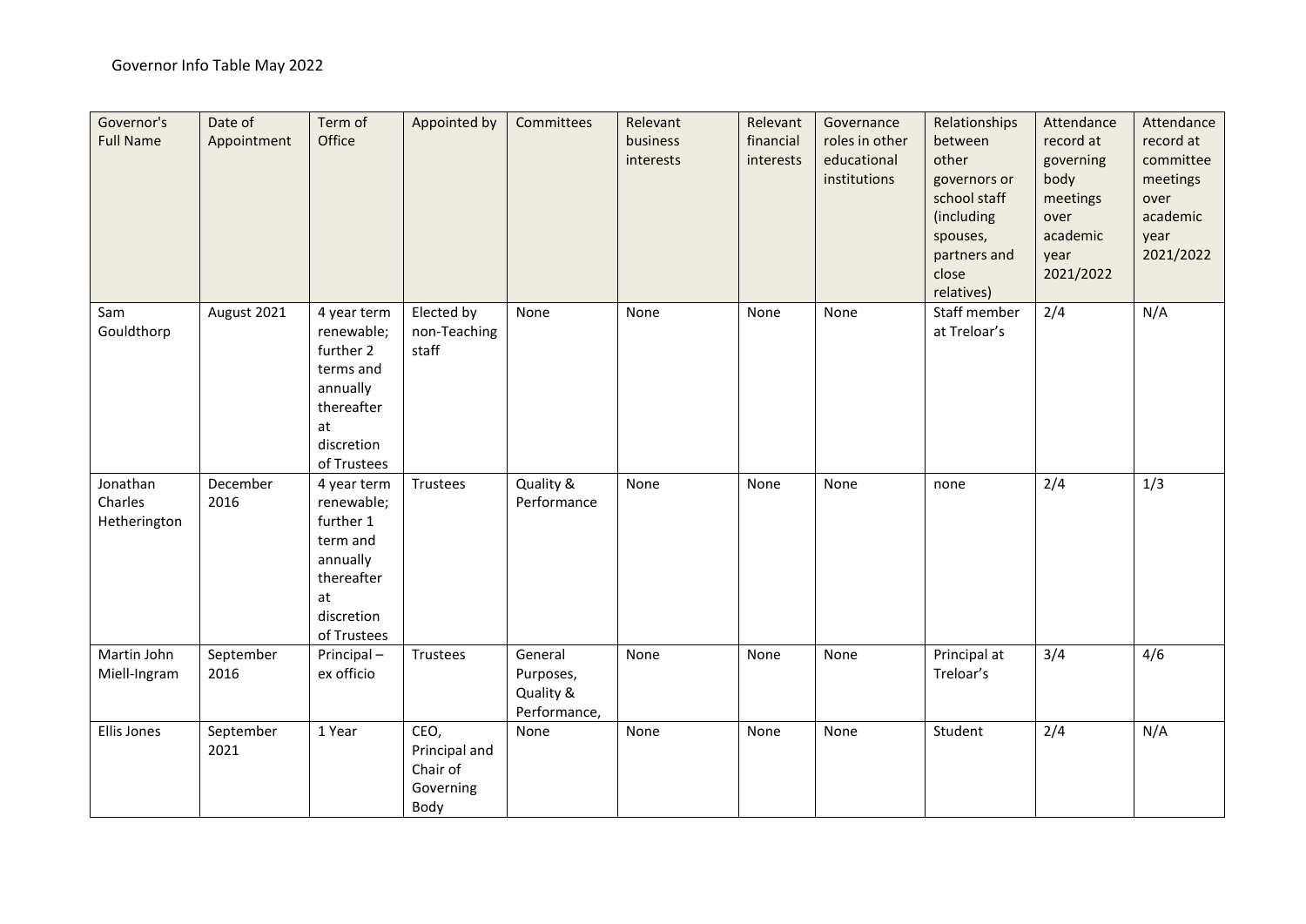Governor Info Table May 2022

| Governor's Full Name | Date of Appointment | Term of Office | Appointed by | Committees | Relevant business interests | Relevant financial interests | Governance roles in other educational institutions | Relationships between other governors or school staff (including spouses, partners and close relatives) | Attendance record at governing body meetings over academic year 2021/2022 | Attendance record at committee meetings over academic year 2021/2022 |
|---|---|---|---|---|---|---|---|---|---|---|
| Sam Gouldthorp | August 2021 | 4 year term renewable; further 2 terms and annually thereafter at discretion of Trustees | Elected by non-Teaching staff | None | None | None | None | Staff member at Treloar's | 2/4 | N/A |
| Jonathan Charles Hetherington | December 2016 | 4 year term renewable; further 1 term and annually thereafter at discretion of Trustees | Trustees | Quality & Performance | None | None | None | none | 2/4 | 1/3 |
| Martin John Miell-Ingram | September 2016 | Principal – ex officio | Trustees | General Purposes, Quality & Performance, | None | None | None | Principal at Treloar's | 3/4 | 4/6 |
| Ellis Jones | September 2021 | 1 Year | CEO, Principal and Chair of Governing Body | None | None | None | None | Student | 2/4 | N/A |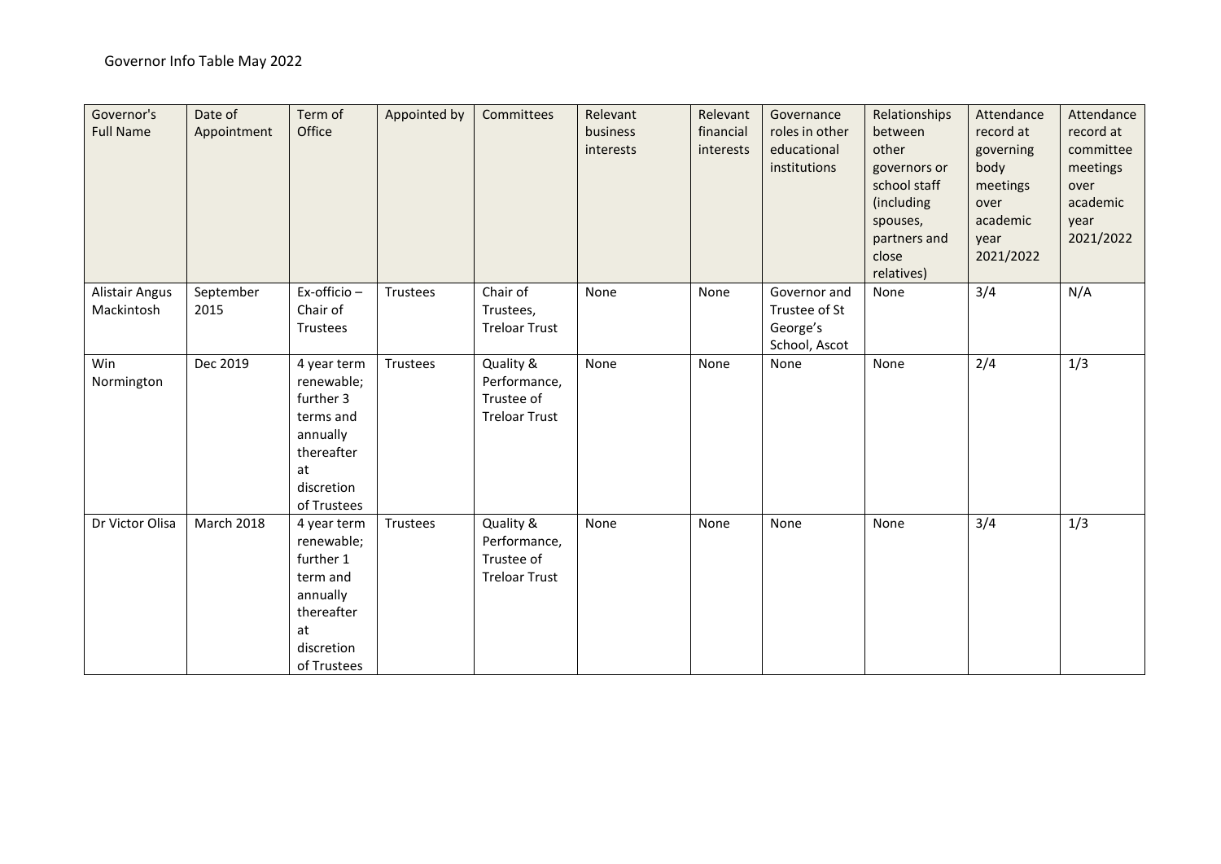Governor Info Table May 2022

| Governor's Full Name | Date of Appointment | Term of Office | Appointed by | Committees | Relevant business interests | Relevant financial interests | Governance roles in other educational institutions | Relationships between other governors or school staff (including spouses, partners and close relatives) | Attendance record at governing body meetings over academic year 2021/2022 | Attendance record at committee meetings over academic year 2021/2022 |
|---|---|---|---|---|---|---|---|---|---|---|
| Alistair Angus Mackintosh | September 2015 | Ex-officio – Chair of Trustees | Trustees | Chair of Trustees, Treloar Trust | None | None | Governor and Trustee of St George's School, Ascot | None | 3/4 | N/A |
| Win Normington | Dec 2019 | 4 year term renewable; further 3 terms and annually thereafter at discretion of Trustees | Trustees | Quality & Performance, Trustee of Treloar Trust | None | None | None | None | 2/4 | 1/3 |
| Dr Victor Olisa | March 2018 | 4 year term renewable; further 1 term and annually thereafter at discretion of Trustees | Trustees | Quality & Performance, Trustee of Treloar Trust | None | None | None | None | 3/4 | 1/3 |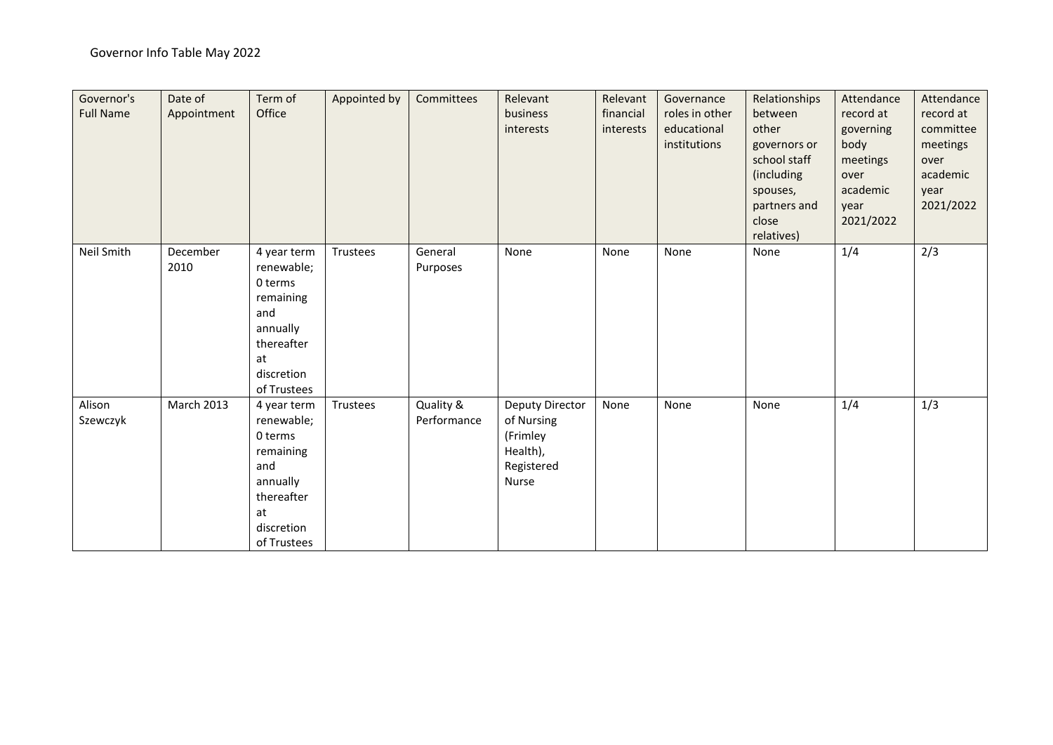Governor Info Table May 2022

| Governor's Full Name | Date of Appointment | Term of Office | Appointed by | Committees | Relevant business interests | Relevant financial interests | Governance roles in other educational institutions | Relationships between other governors or school staff (including spouses, partners and close relatives) | Attendance record at governing body meetings over academic year 2021/2022 | Attendance record at committee meetings over academic year 2021/2022 |
|---|---|---|---|---|---|---|---|---|---|---|
| Neil Smith | December 2010 | 4 year term renewable; 0 terms remaining and annually thereafter at discretion of Trustees | Trustees | General Purposes | None | None | None | None | 1/4 | 2/3 |
| Alison Szewczyk | March 2013 | 4 year term renewable; 0 terms remaining and annually thereafter at discretion of Trustees | Trustees | Quality & Performance | Deputy Director of Nursing (Frimley Health), Registered Nurse | None | None | None | 1/4 | 1/3 |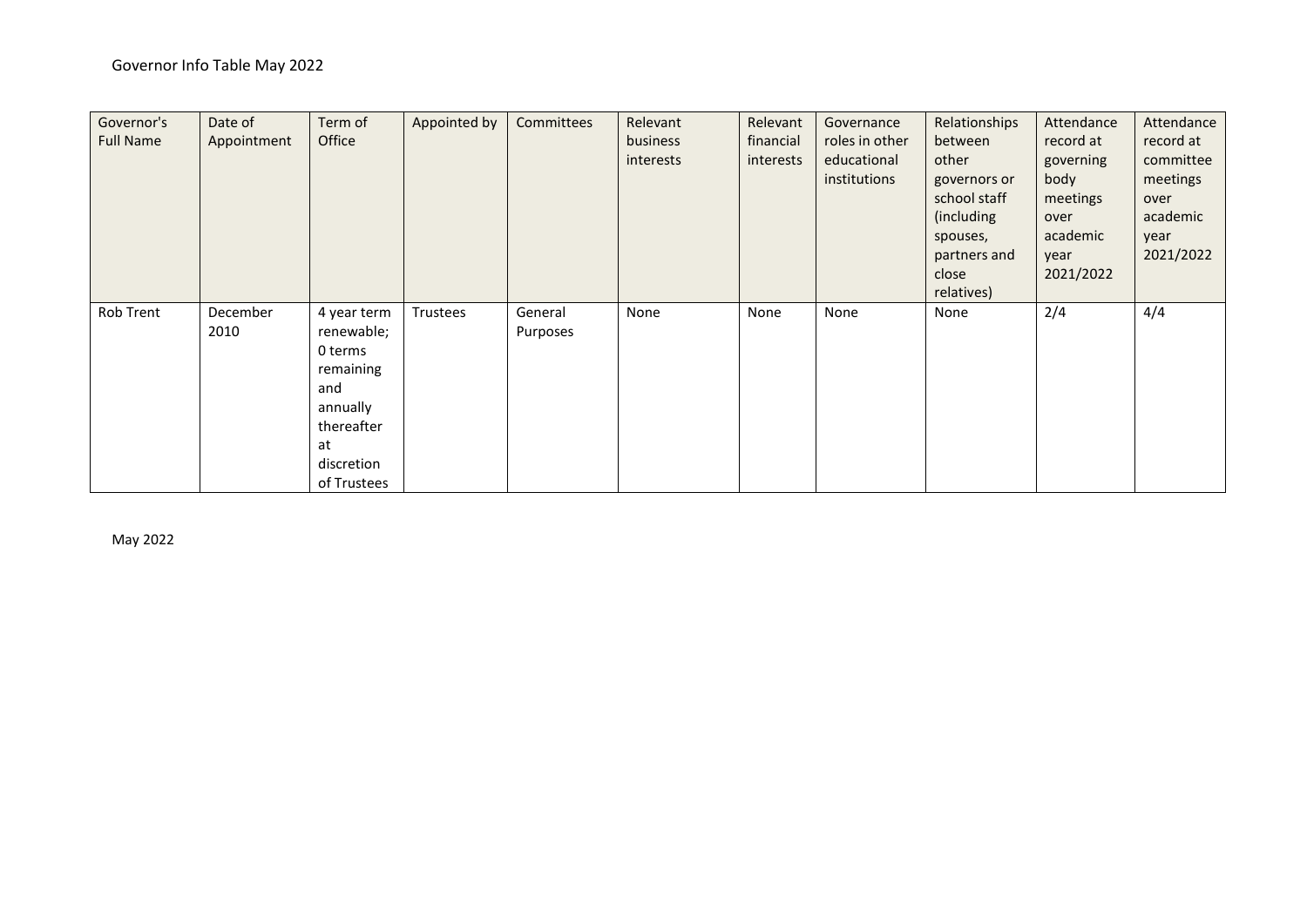Governor Info Table May 2022

| Governor's Full Name | Date of Appointment | Term of Office | Appointed by | Committees | Relevant business interests | Relevant financial interests | Governance roles in other educational institutions | Relationships between other governors or school staff (including spouses, partners and close relatives) | Attendance record at governing body meetings over academic year 2021/2022 | Attendance record at committee meetings over academic year 2021/2022 |
|---|---|---|---|---|---|---|---|---|---|---|
| Rob Trent | December 2010 | 4 year term renewable; 0 terms remaining and annually thereafter at discretion of Trustees | Trustees | General Purposes | None | None | None | None | 2/4 | 4/4 |

May 2022